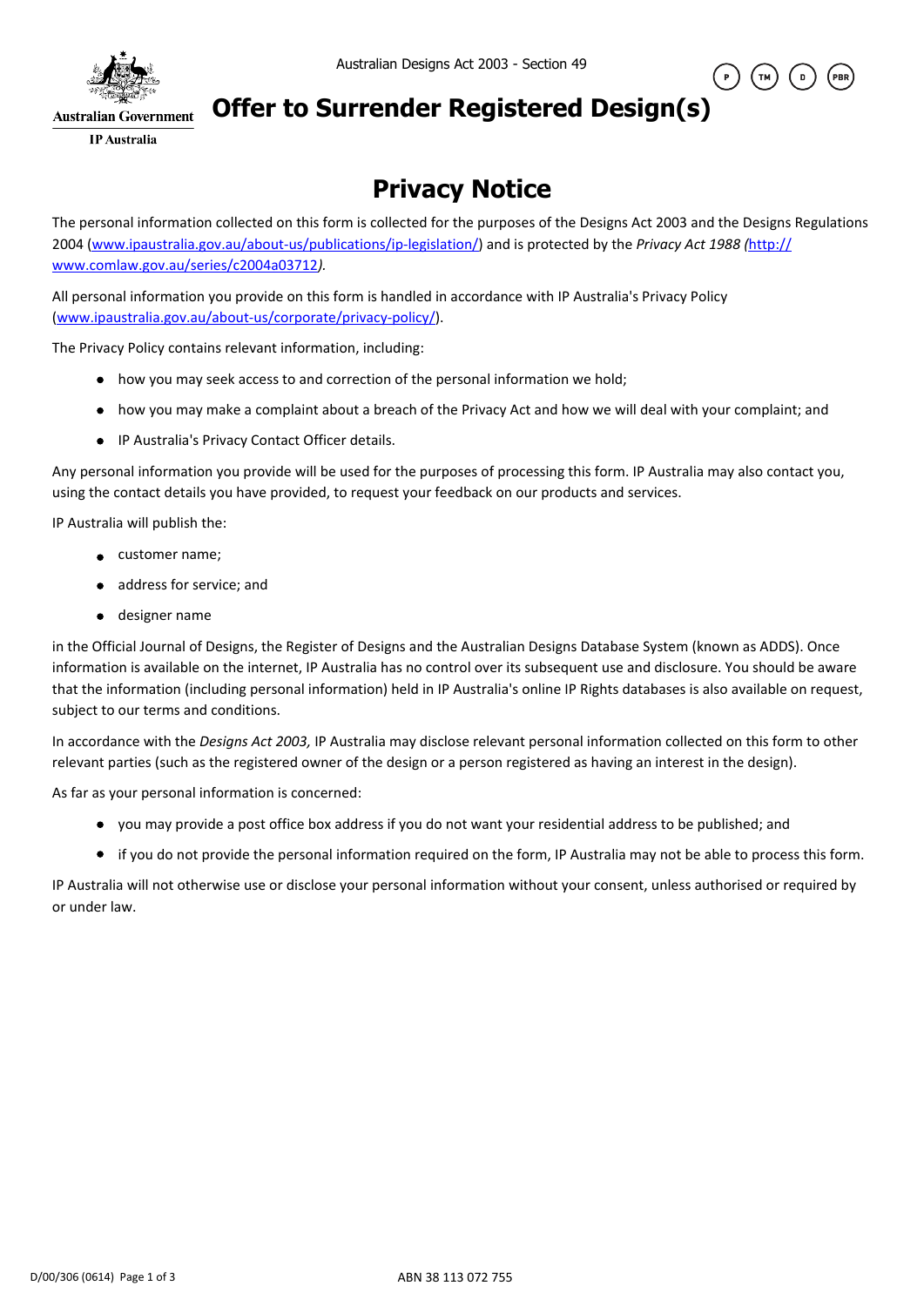Australian Government

IP Australia

Australian Designs Act 2003 - Section 49

P TM D PBR

# Offer to Surrender Registered Design(s)

## Privacy Notice

The personal information collected on this form is collected for the purposes of the Designs Act 2003 and the Designs Regulations 2004 (www.ipaustralia.gov.au/about-us/publications/ip-legislation/) and is protected by the *Privacy Act 1988 (*http://www.comlaw.gov.au/series/c2004a03712*).*

All personal information you provide on this form is handled in accordance with IP Australia's Privacy Policy (www.ipaustralia.gov.au/about-us/corporate/privacy-policy/).

The Privacy Policy contains relevant information, including:

- how you may seek access to and correction of the personal information we hold;
- how you may make a complaint about a breach of the Privacy Act and how we will deal with your complaint; and
- IP Australia's Privacy Contact Officer details.

Any personal information you provide will be used for the purposes of processing this form. IP Australia may also contact you, using the contact details you have provided, to request your feedback on our products and services.

IP Australia will publish the:

- customer name;
- address for service; and
- designer name

in the Official Journal of Designs, the Register of Designs and the Australian Designs Database System (known as ADDS). Once information is available on the internet, IP Australia has no control over its subsequent use and disclosure. You should be aware that the information (including personal information) held in IP Australia's online IP Rights databases is also available on request, subject to our terms and conditions.

In accordance with the *Designs Act 2003,* IP Australia may disclose relevant personal information collected on this form to other relevant parties (such as the registered owner of the design or a person registered as having an interest in the design).

As far as your personal information is concerned:

- you may provide a post office box address if you do not want your residential address to be published; and
- if you do not provide the personal information required on the form, IP Australia may not be able to process this form.

IP Australia will not otherwise use or disclose your personal information without your consent, unless authorised or required by or under law.

D/00/306 (0614)

ABN 38 113 072 755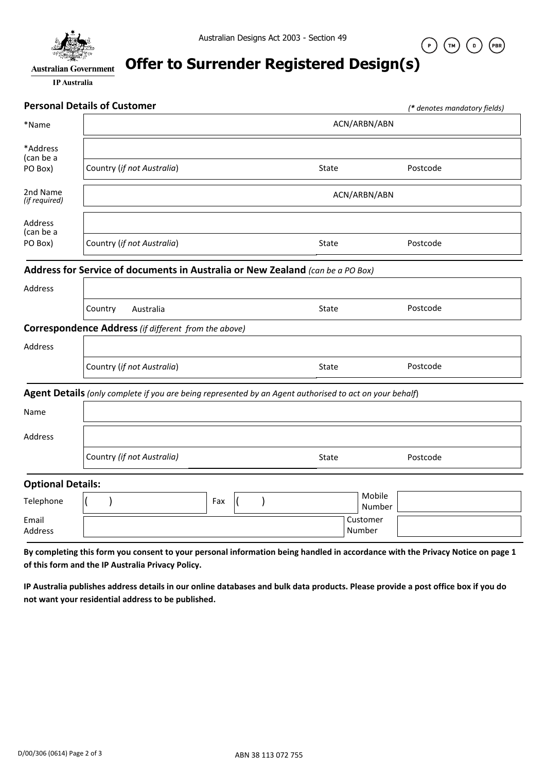Australian Designs Act 2003 - Section 49

Australian Government

IP Australia

P TM D PBR

# Offer to Surrender Registered Design(s)

## Personal Details of Customer

*(\* denotes mandatory fields)*

| | | | |
|---|---|---|---|
| *Name | | ACN/ARBN/ABN | |
| *Address (can be a PO Box) | | | |
| | Country (*if not Australia*) | State | Postcode |
| 2nd Name *(if required)* | | ACN/ARBN/ABN | |
| Address (can be a PO Box) | | | |
| | Country (*if not Australia*) | State | Postcode |

## Address for Service of documents in Australia or New Zealand *(can be a PO Box)*

| | | | |
|---|---|---|---|
| Address | | | |
| | Country Australia | State | Postcode |

## Correspondence Address *(if different from the above)*

| | | | |
|---|---|---|---|
| Address | | | |
| | Country (*if not Australia*) | State | Postcode |

## Agent Details *(only complete if you are being represented by an Agent authorised to act on your behalf)*

| | | | |
|---|---|---|---|
| Name | | | |
| Address | | | |
| | Country *(if not Australia)* | State | Postcode |

## Optional Details:

| | | | | | |
|---|---|---|---|---|---|
| Telephone | ( ) | Fax | ( ) | Mobile Number | |
| Email Address | | | | Customer Number | |

**By completing this form you consent to your personal information being handled in accordance with the Privacy Notice on page 1 of this form and the IP Australia Privacy Policy.**

**IP Australia publishes address details in our online databases and bulk data products. Please provide a post office box if you do not want your residential address to be published.**

D/00/306 (0614)

ABN 38 113 072 755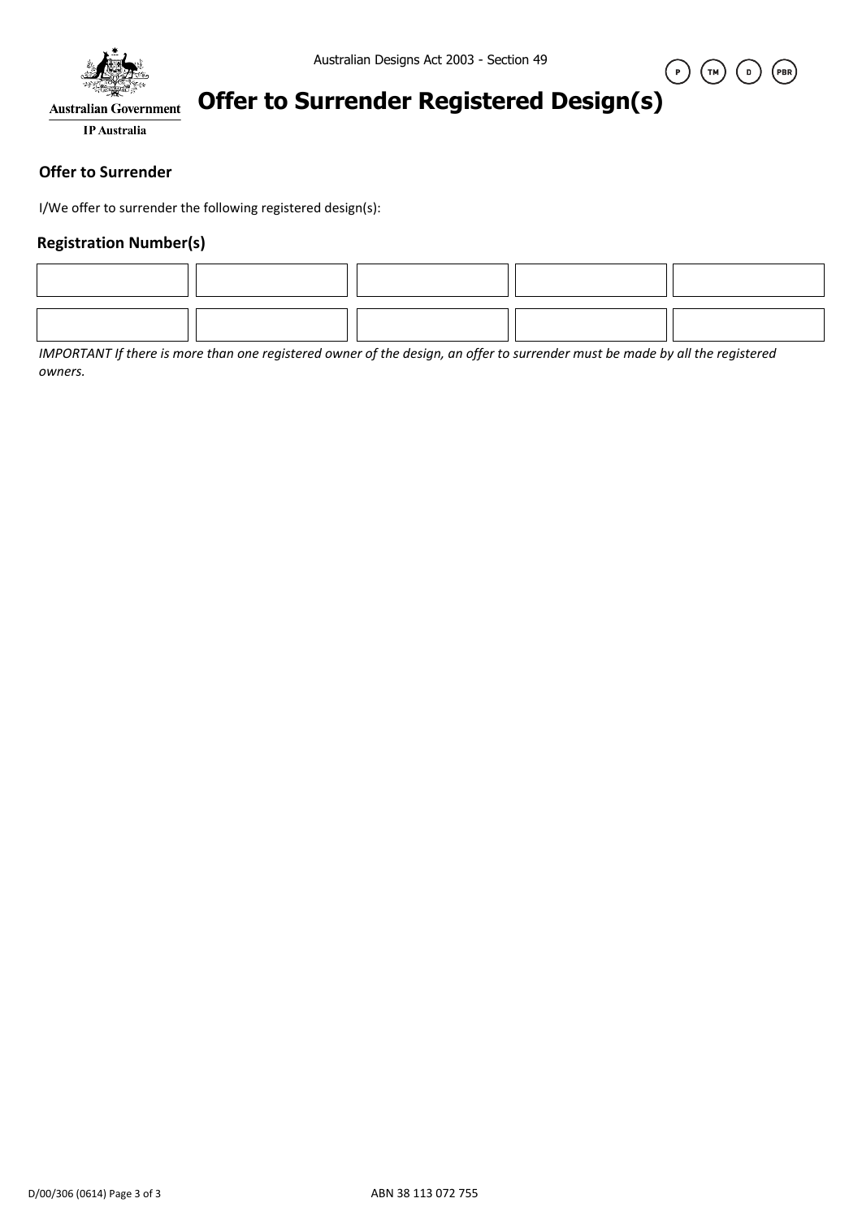Australian Designs Act 2003 - Section 49

# Offer to Surrender Registered Design(s)

## Offer to Surrender

I/We offer to surrender the following registered design(s):

## Registration Number(s)

| | | | | |
|---|---|---|---|---|
| | | | | |
| | | | | |

*IMPORTANT If there is more than one registered owner of the design, an offer to surrender must be made by all the registered owners.*

D/00/306 (0614)

ABN 38 113 072 755